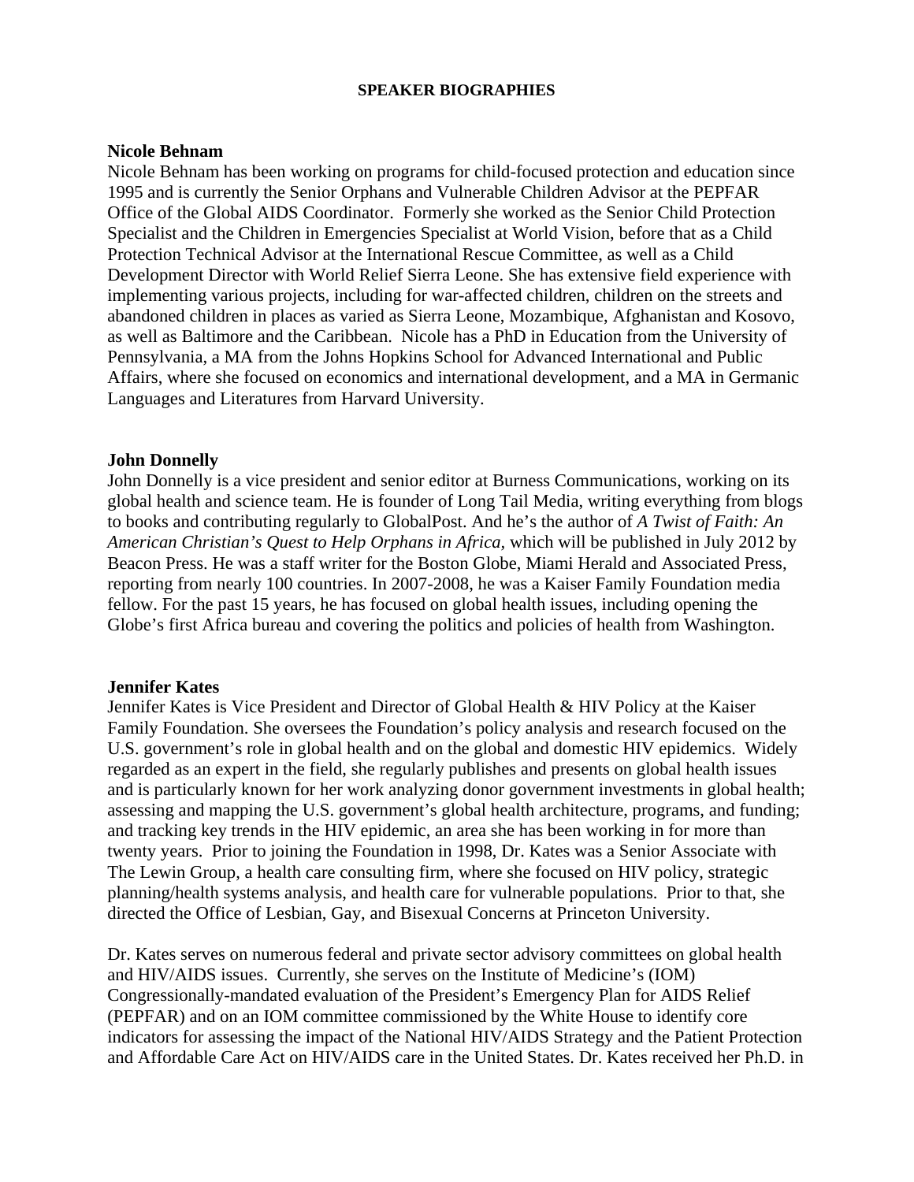# SPEAKER BIOGRAPHIES

**Nicole Behnam**

Nicole Behnam has been working on programs for child-focused protection and education since 1995 and is currently the Senior Orphans and Vulnerable Children Advisor at the PEPFAR Office of the Global AIDS Coordinator. Formerly she worked as the Senior Child Protection Specialist and the Children in Emergencies Specialist at World Vision, before that as a Child Protection Technical Advisor at the International Rescue Committee, as well as a Child Development Director with World Relief Sierra Leone. She has extensive field experience with implementing various projects, including for war-affected children, children on the streets and abandoned children in places as varied as Sierra Leone, Mozambique, Afghanistan and Kosovo, as well as Baltimore and the Caribbean. Nicole has a PhD in Education from the University of Pennsylvania, a MA from the Johns Hopkins School for Advanced International and Public Affairs, where she focused on economics and international development, and a MA in Germanic Languages and Literatures from Harvard University.

**John Donnelly**

John Donnelly is a vice president and senior editor at Burness Communications, working on its global health and science team. He is founder of Long Tail Media, writing everything from blogs to books and contributing regularly to GlobalPost. And he's the author of *A Twist of Faith: An American Christian's Quest to Help Orphans in Africa,* which will be published in July 2012 by Beacon Press. He was a staff writer for the Boston Globe, Miami Herald and Associated Press, reporting from nearly 100 countries. In 2007-2008, he was a Kaiser Family Foundation media fellow. For the past 15 years, he has focused on global health issues, including opening the Globe's first Africa bureau and covering the politics and policies of health from Washington.

**Jennifer Kates**

Jennifer Kates is Vice President and Director of Global Health & HIV Policy at the Kaiser Family Foundation. She oversees the Foundation's policy analysis and research focused on the U.S. government's role in global health and on the global and domestic HIV epidemics. Widely regarded as an expert in the field, she regularly publishes and presents on global health issues and is particularly known for her work analyzing donor government investments in global health; assessing and mapping the U.S. government's global health architecture, programs, and funding; and tracking key trends in the HIV epidemic, an area she has been working in for more than twenty years. Prior to joining the Foundation in 1998, Dr. Kates was a Senior Associate with The Lewin Group, a health care consulting firm, where she focused on HIV policy, strategic planning/health systems analysis, and health care for vulnerable populations. Prior to that, she directed the Office of Lesbian, Gay, and Bisexual Concerns at Princeton University.

Dr. Kates serves on numerous federal and private sector advisory committees on global health and HIV/AIDS issues. Currently, she serves on the Institute of Medicine's (IOM) Congressionally-mandated evaluation of the President's Emergency Plan for AIDS Relief (PEPFAR) and on an IOM committee commissioned by the White House to identify core indicators for assessing the impact of the National HIV/AIDS Strategy and the Patient Protection and Affordable Care Act on HIV/AIDS care in the United States. Dr. Kates received her Ph.D. in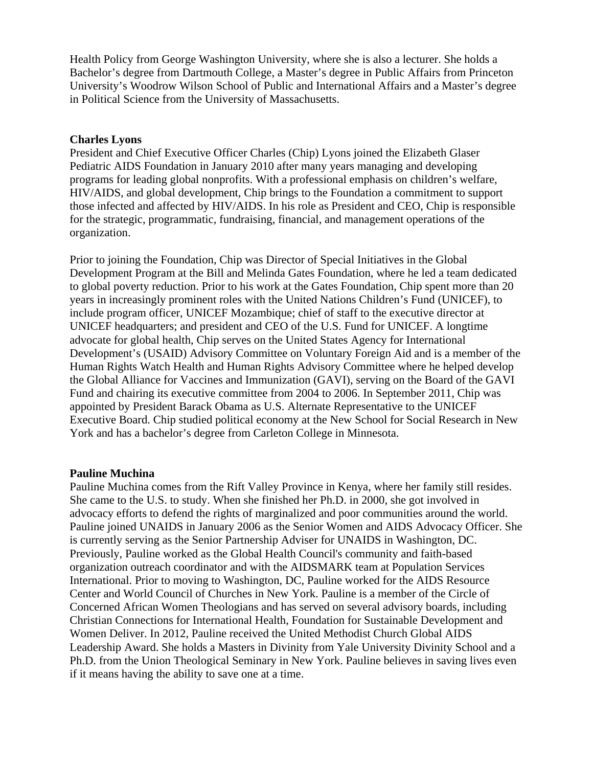Health Policy from George Washington University, where she is also a lecturer. She holds a Bachelor's degree from Dartmouth College, a Master's degree in Public Affairs from Princeton University's Woodrow Wilson School of Public and International Affairs and a Master's degree in Political Science from the University of Massachusetts.

**Charles Lyons**

President and Chief Executive Officer Charles (Chip) Lyons joined the Elizabeth Glaser Pediatric AIDS Foundation in January 2010 after many years managing and developing programs for leading global nonprofits. With a professional emphasis on children's welfare, HIV/AIDS, and global development, Chip brings to the Foundation a commitment to support those infected and affected by HIV/AIDS. In his role as President and CEO, Chip is responsible for the strategic, programmatic, fundraising, financial, and management operations of the organization.

Prior to joining the Foundation, Chip was Director of Special Initiatives in the Global Development Program at the Bill and Melinda Gates Foundation, where he led a team dedicated to global poverty reduction. Prior to his work at the Gates Foundation, Chip spent more than 20 years in increasingly prominent roles with the United Nations Children's Fund (UNICEF), to include program officer, UNICEF Mozambique; chief of staff to the executive director at UNICEF headquarters; and president and CEO of the U.S. Fund for UNICEF. A longtime advocate for global health, Chip serves on the United States Agency for International Development's (USAID) Advisory Committee on Voluntary Foreign Aid and is a member of the Human Rights Watch Health and Human Rights Advisory Committee where he helped develop the Global Alliance for Vaccines and Immunization (GAVI), serving on the Board of the GAVI Fund and chairing its executive committee from 2004 to 2006. In September 2011, Chip was appointed by President Barack Obama as U.S. Alternate Representative to the UNICEF Executive Board. Chip studied political economy at the New School for Social Research in New York and has a bachelor's degree from Carleton College in Minnesota.

**Pauline Muchina**

Pauline Muchina comes from the Rift Valley Province in Kenya, where her family still resides. She came to the U.S. to study. When she finished her Ph.D. in 2000, she got involved in advocacy efforts to defend the rights of marginalized and poor communities around the world. Pauline joined UNAIDS in January 2006 as the Senior Women and AIDS Advocacy Officer. She is currently serving as the Senior Partnership Adviser for UNAIDS in Washington, DC. Previously, Pauline worked as the Global Health Council's community and faith-based organization outreach coordinator and with the AIDSMARK team at Population Services International. Prior to moving to Washington, DC, Pauline worked for the AIDS Resource Center and World Council of Churches in New York. Pauline is a member of the Circle of Concerned African Women Theologians and has served on several advisory boards, including Christian Connections for International Health, Foundation for Sustainable Development and Women Deliver. In 2012, Pauline received the United Methodist Church Global AIDS Leadership Award. She holds a Masters in Divinity from Yale University Divinity School and a Ph.D. from the Union Theological Seminary in New York. Pauline believes in saving lives even if it means having the ability to save one at a time.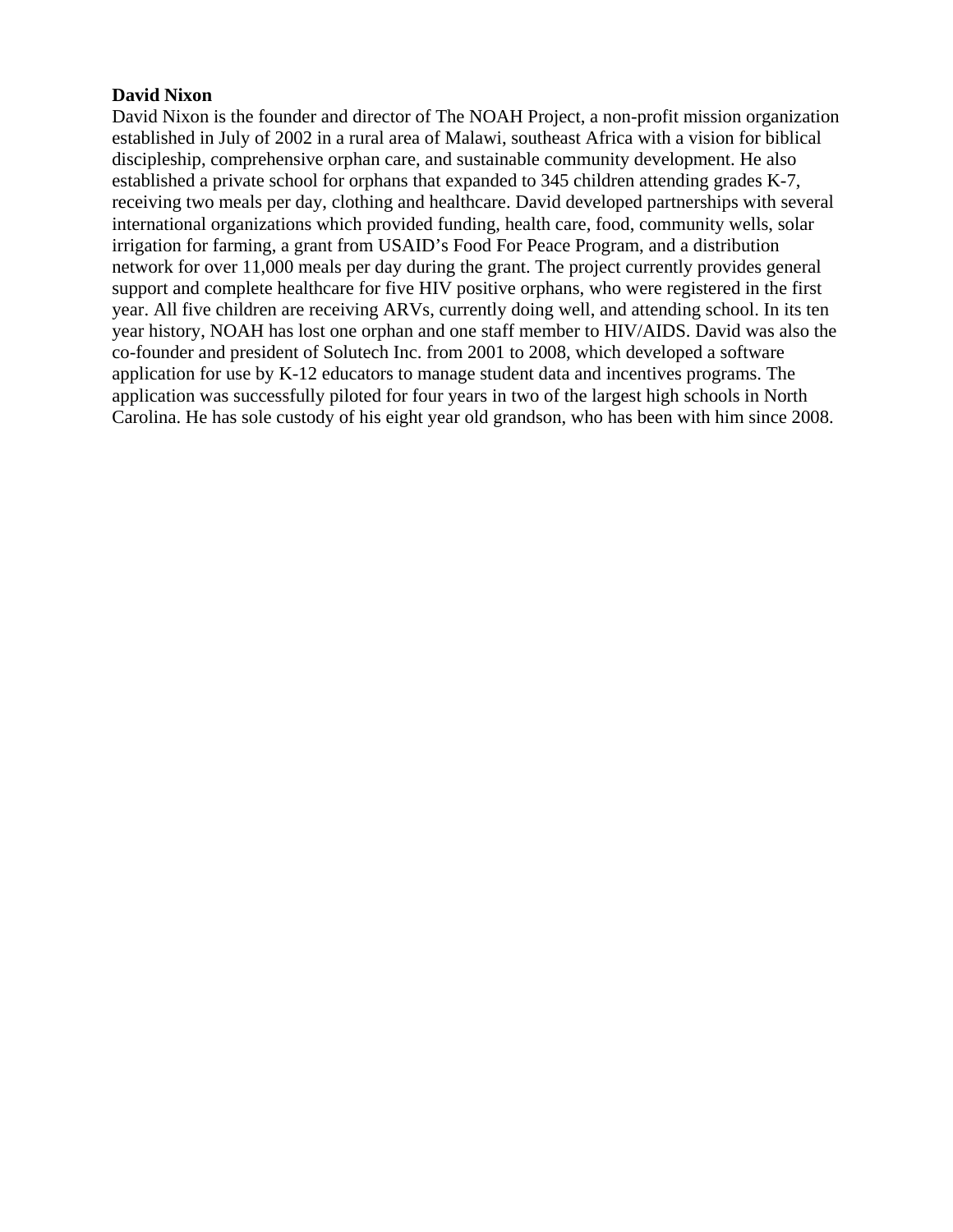**David Nixon**

David Nixon is the founder and director of The NOAH Project, a non-profit mission organization established in July of 2002 in a rural area of Malawi, southeast Africa with a vision for biblical discipleship, comprehensive orphan care, and sustainable community development. He also established a private school for orphans that expanded to 345 children attending grades K-7, receiving two meals per day, clothing and healthcare. David developed partnerships with several international organizations which provided funding, health care, food, community wells, solar irrigation for farming, a grant from USAID's Food For Peace Program, and a distribution network for over 11,000 meals per day during the grant. The project currently provides general support and complete healthcare for five HIV positive orphans, who were registered in the first year. All five children are receiving ARVs, currently doing well, and attending school. In its ten year history, NOAH has lost one orphan and one staff member to HIV/AIDS. David was also the co-founder and president of Solutech Inc. from 2001 to 2008, which developed a software application for use by K-12 educators to manage student data and incentives programs. The application was successfully piloted for four years in two of the largest high schools in North Carolina. He has sole custody of his eight year old grandson, who has been with him since 2008.